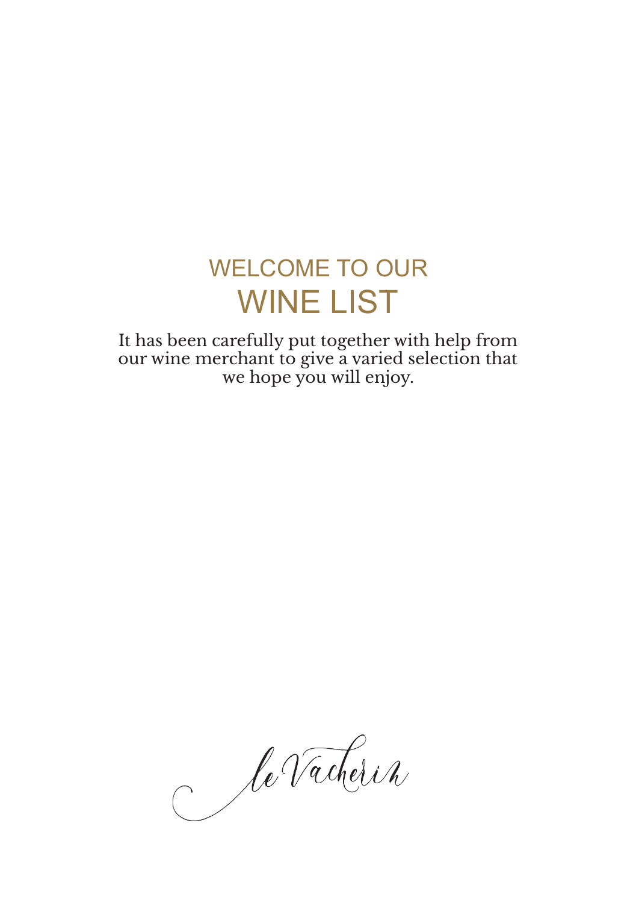# WELCOME TO OUR
# WINE LIST

It has been carefully put together with help from our wine merchant to give a varied selection that we hope you will enjoy.

le Vacherin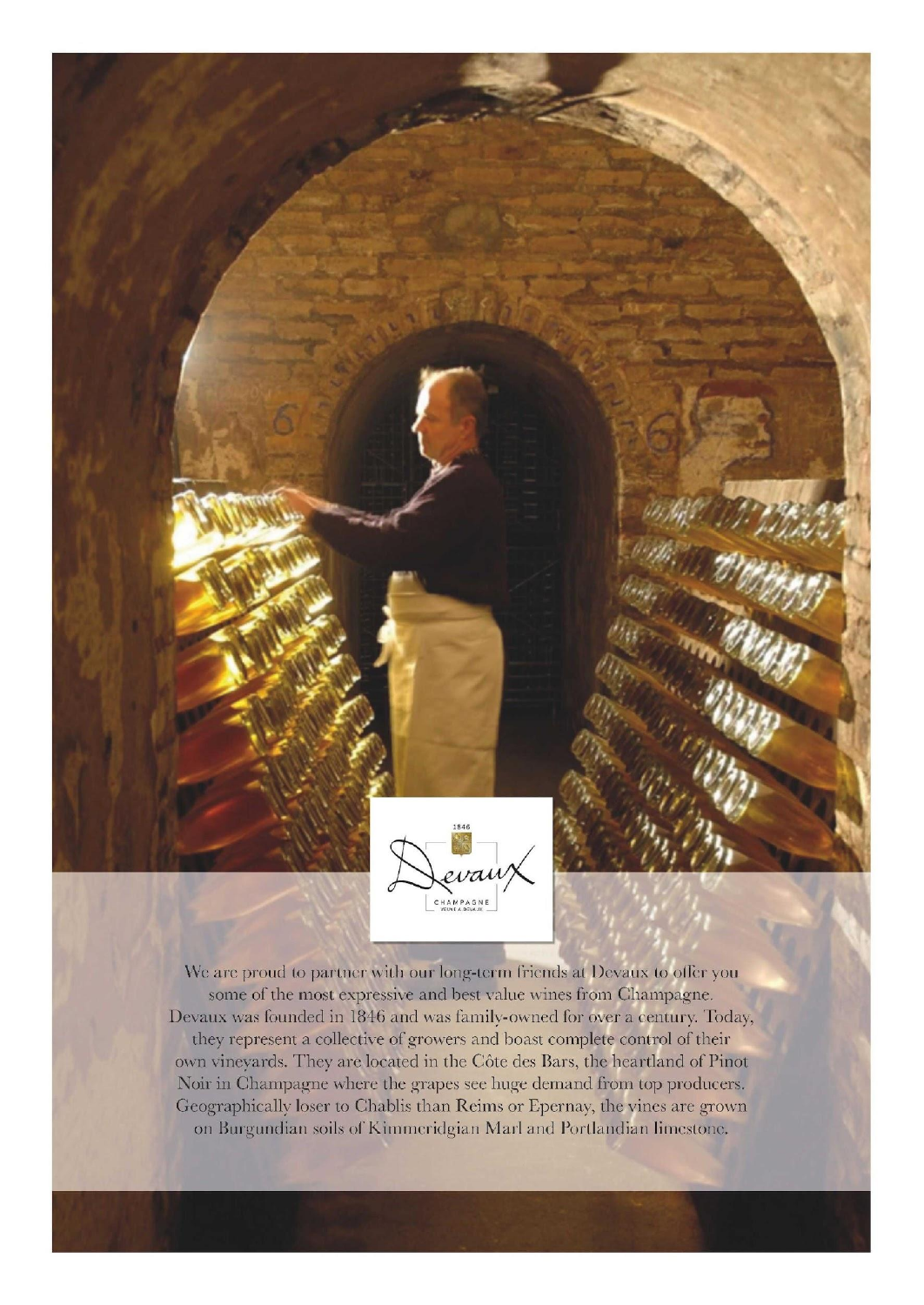We are proud to partner with our long-term friends at Devaux to offer you some of the most expressive and best value wines from Champagne. Devaux was founded in 1846 and was family-owned for over a century. Today, they represent a collective of growers and boast complete control of their own vineyards. They are located in the Côte des Bars, the heartland of Pinot Noir in Champagne where the grapes see huge demand from top producers. Geographically loser to Chablis than Reims or Epernay, the vines are grown on Burgundian soils of Kimmeridgian Marl and Portlandian limestone.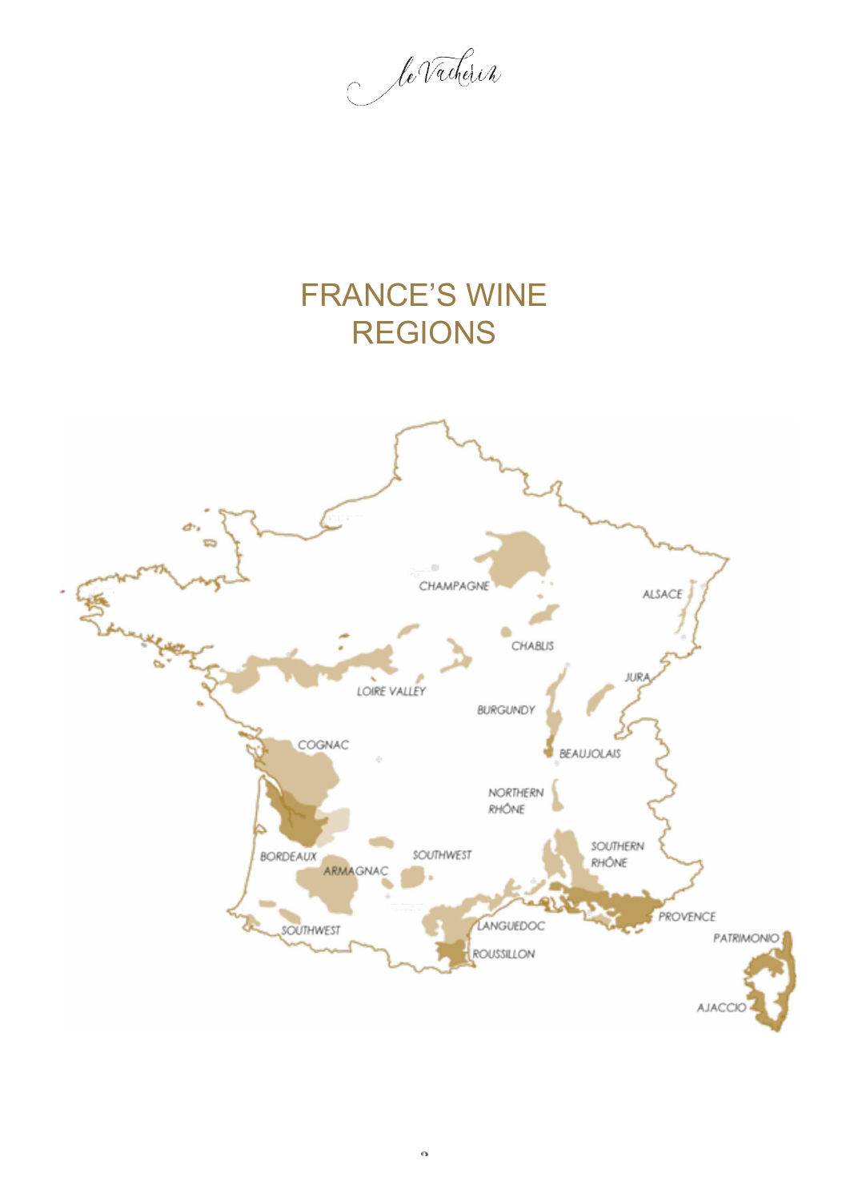# FRANCE'S WINE REGIONS

CHAMPAGNE

ALSACE

CHABLIS

JURA

LOIRE VALLEY

BURGUNDY

COGNAC

BEAUJOLAIS

NORTHERN RHÔNE

SOUTHERN RHÔNE

BORDEAUX

SOUTHWEST

ARMAGNAC

PROVENCE

PATRIMONIO

SOUTHWEST

LANGUEDOC

ROUSSILLON

AJACCIO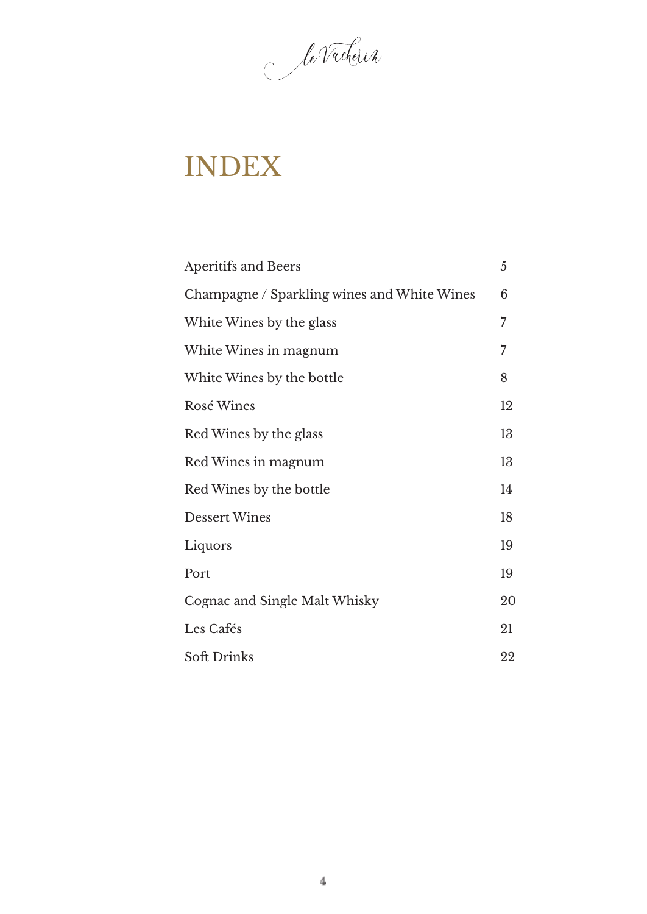le Vacherin

# INDEX

| | |
|---|---|
| Aperitifs and Beers | 5 |
| Champagne / Sparkling wines and White Wines | 6 |
| White Wines by the glass | 7 |
| White Wines in magnum | 7 |
| White Wines by the bottle | 8 |
| Rosé Wines | 12 |
| Red Wines by the glass | 13 |
| Red Wines in magnum | 13 |
| Red Wines by the bottle | 14 |
| Dessert Wines | 18 |
| Liquors | 19 |
| Port | 19 |
| Cognac and Single Malt Whisky | 20 |
| Les Cafés | 21 |
| Soft Drinks | 22 |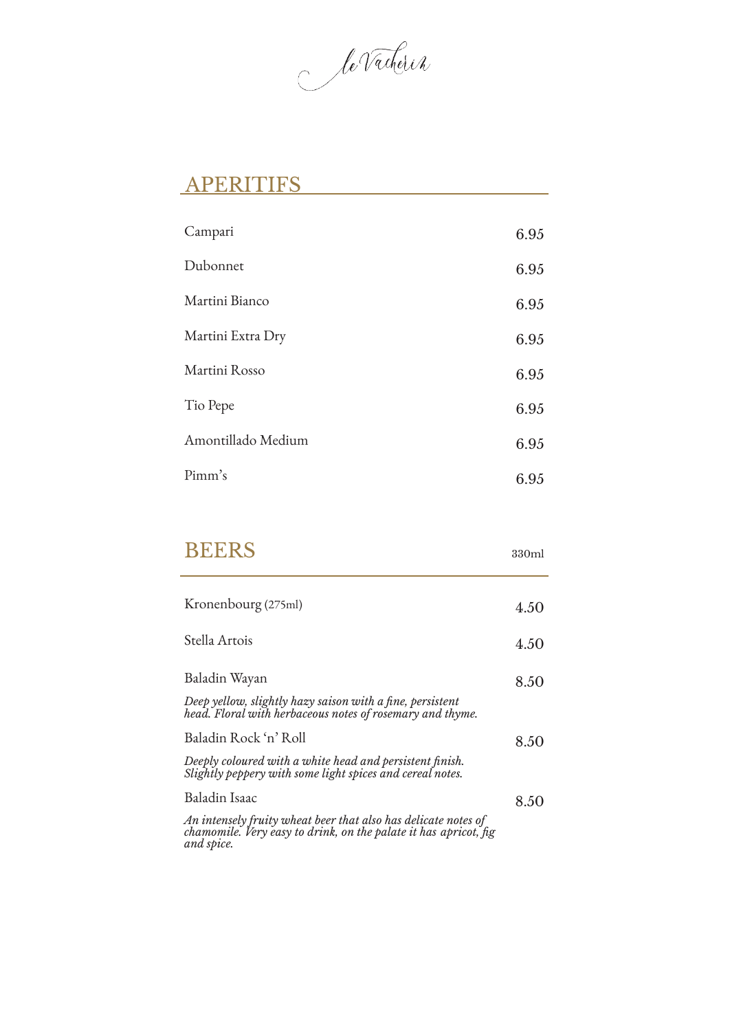*le Vacherin*

## APERITIFS

| | |
|---|---|
| Campari | 6.95 |
| Dubonnet | 6.95 |
| Martini Bianco | 6.95 |
| Martini Extra Dry | 6.95 |
| Martini Rosso | 6.95 |
| Tio Pepe | 6.95 |
| Amontillado Medium | 6.95 |
| Pimm's | 6.95 |

## BEERS

| | 330ml |
|---|---|
| Kronenbourg (275ml) | 4.50 |
| Stella Artois | 4.50 |
| Baladin Wayan<br>*Deep yellow, slightly hazy saison with a fine, persistent head. Floral with herbaceous notes of rosemary and thyme.* | 8.50 |
| Baladin Rock 'n' Roll<br>*Deeply coloured with a white head and persistent finish. Slightly peppery with some light spices and cereal notes.* | 8.50 |
| Baladin Isaac<br>*An intensely fruity wheat beer that also has delicate notes of chamomile. Very easy to drink, on the palate it has apricot, fig and spice.* | 8.50 |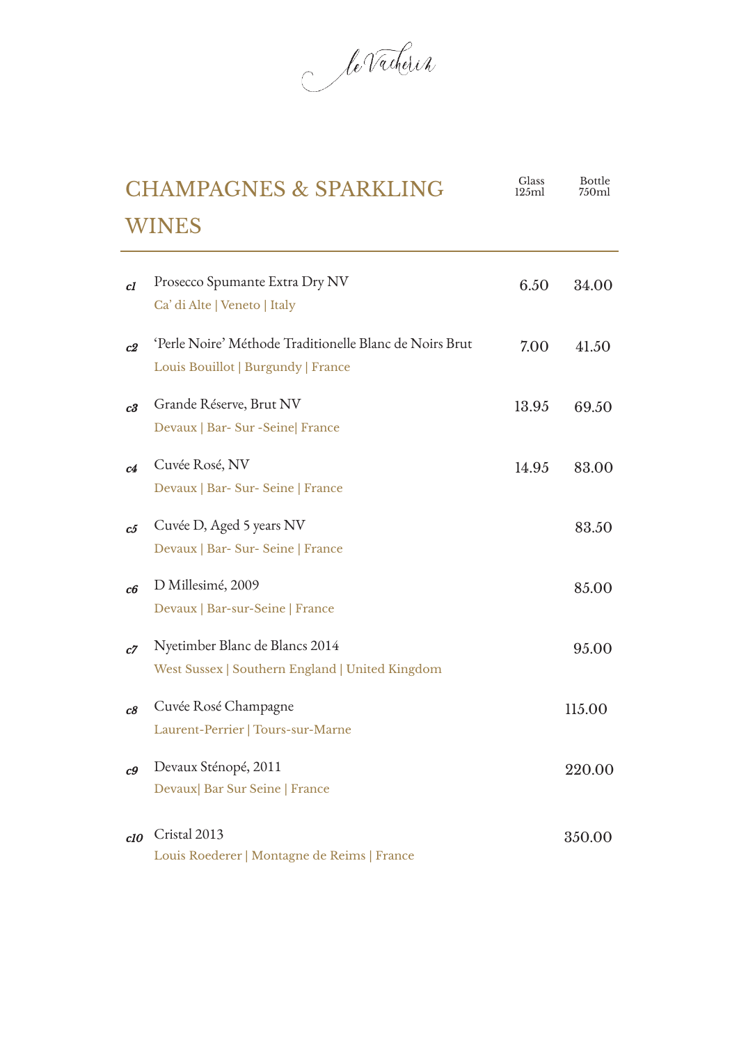le Vacherin

## CHAMPAGNES & SPARKLING WINES

| | | Glass 125ml | Bottle 750ml |
|---|---|---|---|
| *c1* | Prosecco Spumante Extra Dry NV<br>Ca' di Alte \| Veneto \| Italy | 6.50 | 34.00 |
| *c2* | 'Perle Noire' Méthode Traditionelle Blanc de Noirs Brut<br>Louis Bouillot \| Burgundy \| France | 7.00 | 41.50 |
| *c3* | Grande Réserve, Brut NV<br>Devaux \| Bar- Sur -Seine\| France | 13.95 | 69.50 |
| *c4* | Cuvée Rosé, NV<br>Devaux \| Bar- Sur- Seine \| France | 14.95 | 83.00 |
| *c5* | Cuvée D, Aged 5 years NV<br>Devaux \| Bar- Sur- Seine \| France | | 83.50 |
| *c6* | D Millesimé, 2009<br>Devaux \| Bar-sur-Seine \| France | | 85.00 |
| *c7* | Nyetimber Blanc de Blancs 2014<br>West Sussex \| Southern England \| United Kingdom | | 95.00 |
| *c8* | Cuvée Rosé Champagne<br>Laurent-Perrier \| Tours-sur-Marne | | 115.00 |
| *c9* | Devaux Sténopé, 2011<br>Devaux\| Bar Sur Seine \| France | | 220.00 |
| *c10* | Cristal 2013<br>Louis Roederer \| Montagne de Reims \| France | | 350.00 |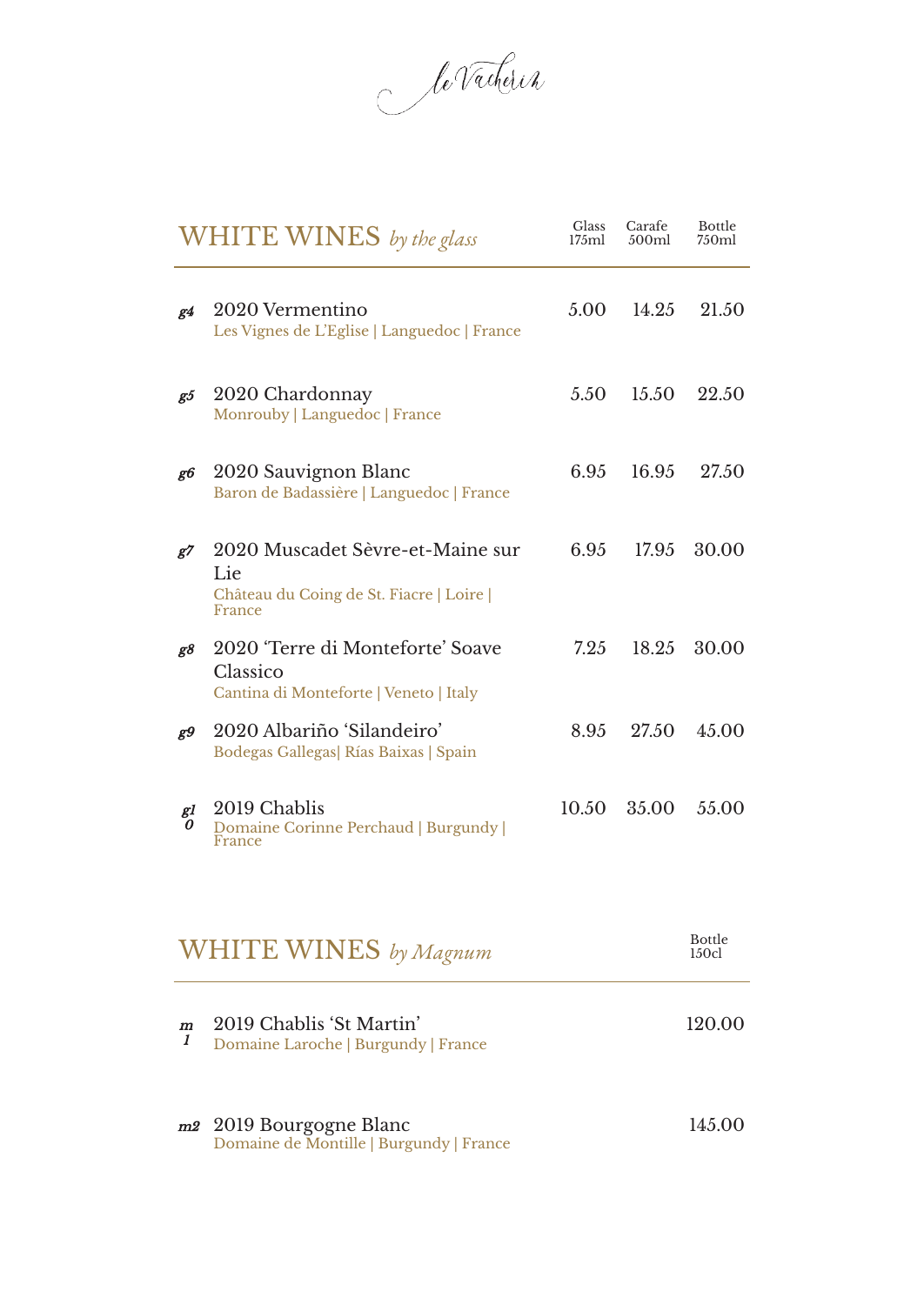le Vacherin

## WHITE WINES *by the glass*

| | Wine | Glass 175ml | Carafe 500ml | Bottle 750ml |
|---|---|---|---|---|
| *g4* | 2020 Vermentino<br>Les Vignes de L'Eglise \| Languedoc \| France | 5.00 | 14.25 | 21.50 |
| *g5* | 2020 Chardonnay<br>Monrouby \| Languedoc \| France | 5.50 | 15.50 | 22.50 |
| *g6* | 2020 Sauvignon Blanc<br>Baron de Badassière \| Languedoc \| France | 6.95 | 16.95 | 27.50 |
| *g7* | 2020 Muscadet Sèvre-et-Maine sur Lie<br>Château du Coing de St. Fiacre \| Loire \| France | 6.95 | 17.95 | 30.00 |
| *g8* | 2020 'Terre di Monteforte' Soave Classico<br>Cantina di Monteforte \| Veneto \| Italy | 7.25 | 18.25 | 30.00 |
| *g9* | 2020 Albariño 'Silandeiro'<br>Bodegas Gallegas\| Rías Baixas \| Spain | 8.95 | 27.50 | 45.00 |
| *g10* | 2019 Chablis<br>Domaine Corinne Perchaud \| Burgundy \| France | 10.50 | 35.00 | 55.00 |

## WHITE WINES *by Magnum*

| | Wine | Bottle 150cl |
|---|---|---|
| *m1* | 2019 Chablis 'St Martin'<br>Domaine Laroche \| Burgundy \| France | 120.00 |
| *m2* | 2019 Bourgogne Blanc<br>Domaine de Montille \| Burgundy \| France | 145.00 |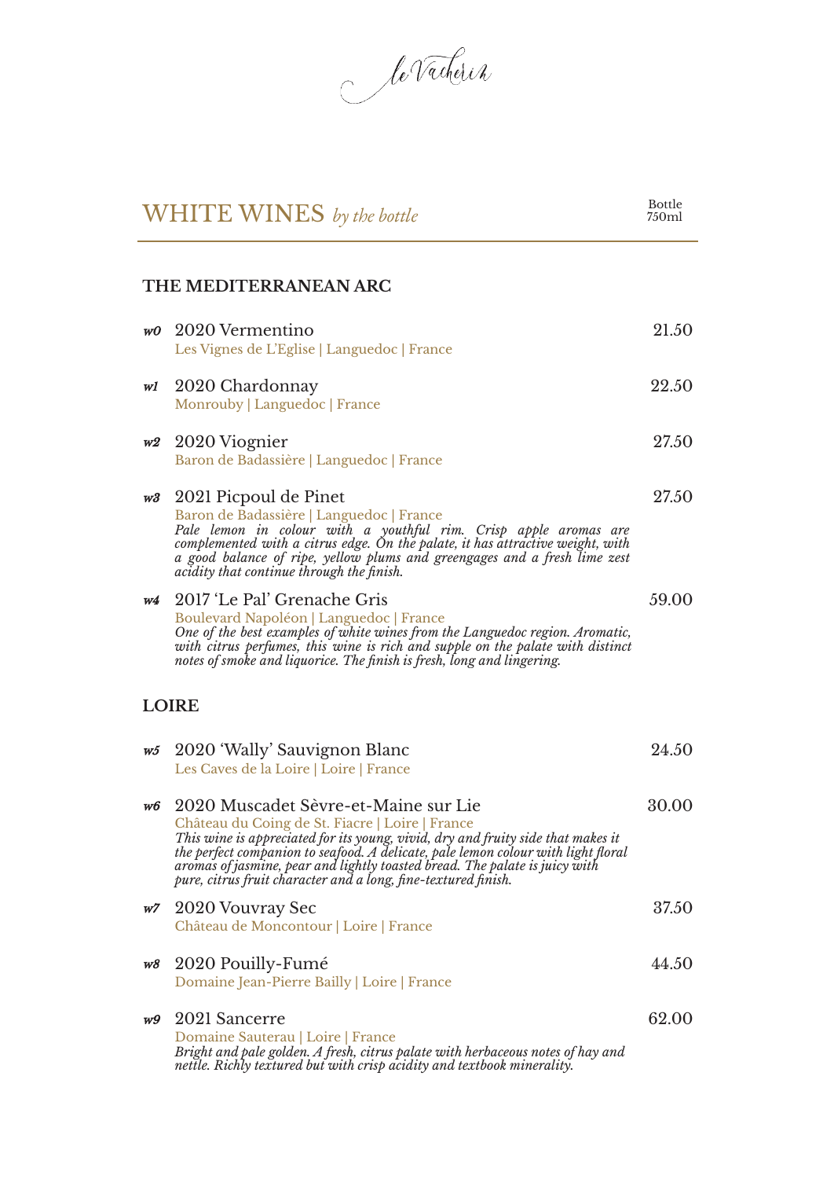le Vacherin

# WHITE WINES *by the bottle*

Bottle 750ml

## THE MEDITERRANEAN ARC

***w0*** 2020 Vermentino — 21.50
Les Vignes de L'Eglise | Languedoc | France

***w1*** 2020 Chardonnay — 22.50
Monrouby | Languedoc | France

***w2*** 2020 Viognier — 27.50
Baron de Badassière | Languedoc | France

***w3*** 2021 Picpoul de Pinet — 27.50
Baron de Badassière | Languedoc | France
*Pale lemon in colour with a youthful rim. Crisp apple aromas are complemented with a citrus edge. On the palate, it has attractive weight, with a good balance of ripe, yellow plums and greengages and a fresh lime zest acidity that continue through the finish.*

***w4*** 2017 'Le Pal' Grenache Gris — 59.00
Boulevard Napoléon | Languedoc | France
*One of the best examples of white wines from the Languedoc region. Aromatic, with citrus perfumes, this wine is rich and supple on the palate with distinct notes of smoke and liquorice. The finish is fresh, long and lingering.*

## LOIRE

***w5*** 2020 'Wally' Sauvignon Blanc — 24.50
Les Caves de la Loire | Loire | France

***w6*** 2020 Muscadet Sèvre-et-Maine sur Lie — 30.00
Château du Coing de St. Fiacre | Loire | France
*This wine is appreciated for its young, vivid, dry and fruity side that makes it the perfect companion to seafood. A delicate, pale lemon colour with light floral aromas of jasmine, pear and lightly toasted bread. The palate is juicy with pure, citrus fruit character and a long, fine-textured finish.*

***w7*** 2020 Vouvray Sec — 37.50
Château de Moncontour | Loire | France

***w8*** 2020 Pouilly-Fumé — 44.50
Domaine Jean-Pierre Bailly | Loire | France

***w9*** 2021 Sancerre — 62.00
Domaine Sauterau | Loire | France
*Bright and pale golden. A fresh, citrus palate with herbaceous notes of hay and nettle. Richly textured but with crisp acidity and textbook minerality.*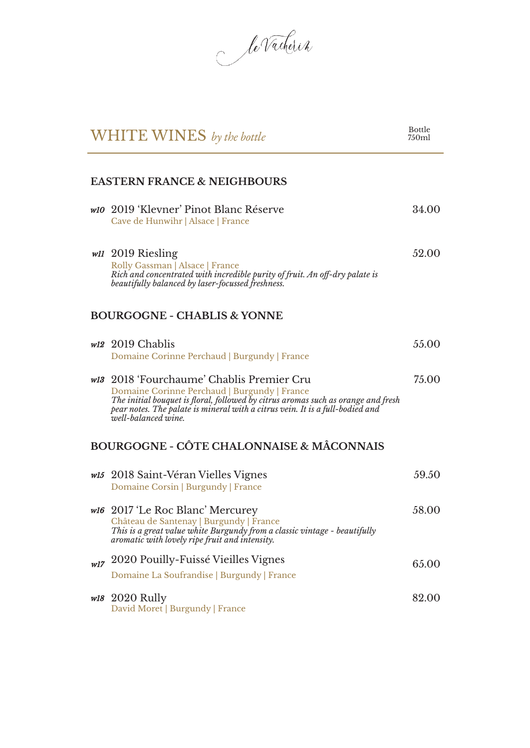le Vacherin

# WHITE WINES *by the bottle*

Bottle 750ml

## EASTERN FRANCE & NEIGHBOURS

***w10*** 2019 'Klevner' Pinot Blanc Réserve — 34.00
Cave de Hunwihr | Alsace | France

***w11*** 2019 Riesling — 52.00
Rolly Gassman | Alsace | France
*Rich and concentrated with incredible purity of fruit. An off-dry palate is beautifully balanced by laser-focussed freshness.*

## BOURGOGNE - CHABLIS & YONNE

***w12*** 2019 Chablis — 55.00
Domaine Corinne Perchaud | Burgundy | France

***w13*** 2018 'Fourchaume' Chablis Premier Cru — 75.00
Domaine Corinne Perchaud | Burgundy | France
*The initial bouquet is floral, followed by citrus aromas such as orange and fresh pear notes. The palate is mineral with a citrus vein. It is a full-bodied and well-balanced wine.*

## BOURGOGNE - CÔTE CHALONNAISE & MÂCONNAIS

***w15*** 2018 Saint-Véran Vielles Vignes — 59.50
Domaine Corsin | Burgundy | France

***w16*** 2017 'Le Roc Blanc' Mercurey — 58.00
Château de Santenay | Burgundy | France
*This is a great value white Burgundy from a classic vintage - beautifully aromatic with lovely ripe fruit and intensity.*

***w17*** 2020 Pouilly-Fuissé Vieilles Vignes — 65.00
Domaine La Soufrandise | Burgundy | France

***w18*** 2020 Rully — 82.00
David Moret | Burgundy | France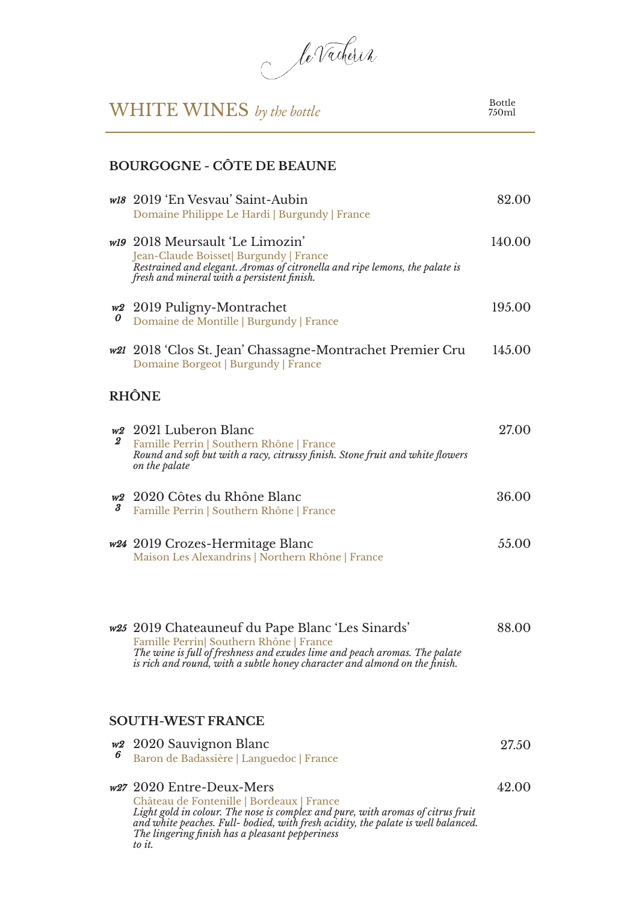le Vacherin

# WHITE WINES *by the bottle*

Bottle 750ml

## BOURGOGNE - CÔTE DE BEAUNE

***w18*** 2019 'En Vesvau' Saint-Aubin — 82.00
Domaine Philippe Le Hardi | Burgundy | France

***w19*** 2018 Meursault 'Le Limozin' — 140.00
Jean-Claude Boisset| Burgundy | France
*Restrained and elegant. Aromas of citronella and ripe lemons, the palate is fresh and mineral with a persistent finish.*

***w20*** 2019 Puligny-Montrachet — 195.00
Domaine de Montille | Burgundy | France

***w21*** 2018 'Clos St. Jean' Chassagne-Montrachet Premier Cru — 145.00
Domaine Borgeot | Burgundy | France

## RHÔNE

***w22*** 2021 Luberon Blanc — 27.00
Famille Perrin | Southern Rhône | France
*Round and soft but with a racy, citrussy finish. Stone fruit and white flowers on the palate*

***w23*** 2020 Côtes du Rhône Blanc — 36.00
Famille Perrin | Southern Rhône | France

***w24*** 2019 Crozes-Hermitage Blanc — 55.00
Maison Les Alexandrins | Northern Rhône | France

***w25*** 2019 Chateauneuf du Pape Blanc 'Les Sinards' — 88.00
Famille Perrin| Southern Rhône | France
*The wine is full of freshness and exudes lime and peach aromas. The palate is rich and round, with a subtle honey character and almond on the finish.*

## SOUTH-WEST FRANCE

***w26*** 2020 Sauvignon Blanc — 27.50
Baron de Badassière | Languedoc | France

***w27*** 2020 Entre-Deux-Mers — 42.00
Château de Fontenille | Bordeaux | France
*Light gold in colour. The nose is complex and pure, with aromas of citrus fruit and white peaches. Full- bodied, with fresh acidity, the palate is well balanced. The lingering finish has a pleasant pepperiness to it.*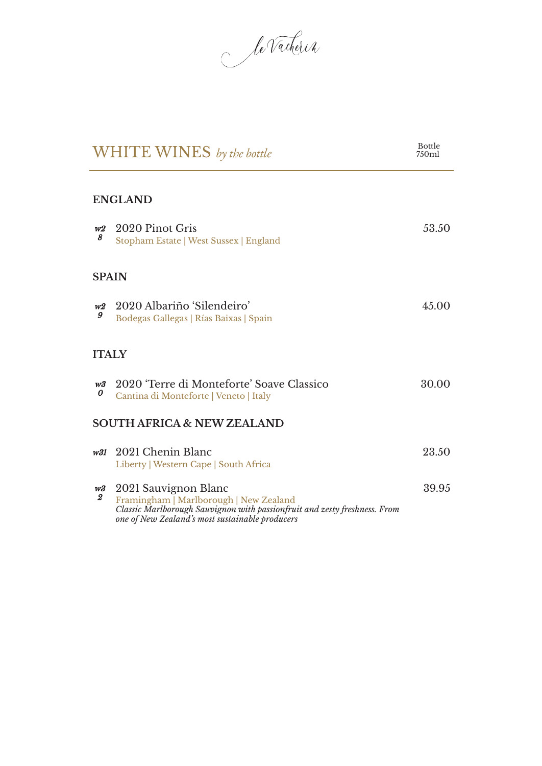le Vacherin

# WHITE WINES *by the bottle*

Bottle 750ml

## ENGLAND

| | | Bottle 750ml |
|---|---|---|
| *w28* | 2020 Pinot Gris<br>Stopham Estate \| West Sussex \| England | 53.50 |

## SPAIN

| | | Bottle 750ml |
|---|---|---|
| *w29* | 2020 Albariño 'Silendeiro'<br>Bodegas Gallegas \| Rías Baixas \| Spain | 45.00 |

## ITALY

| | | Bottle 750ml |
|---|---|---|
| *w30* | 2020 'Terre di Monteforte' Soave Classico<br>Cantina di Monteforte \| Veneto \| Italy | 30.00 |

## SOUTH AFRICA & NEW ZEALAND

| | | Bottle 750ml |
|---|---|---|
| *w31* | 2021 Chenin Blanc<br>Liberty \| Western Cape \| South Africa | 23.50 |
| *w32* | 2021 Sauvignon Blanc<br>Framingham \| Marlborough \| New Zealand<br>*Classic Marlborough Sauvignon with passionfruit and zesty freshness. From one of New Zealand's most sustainable producers* | 39.95 |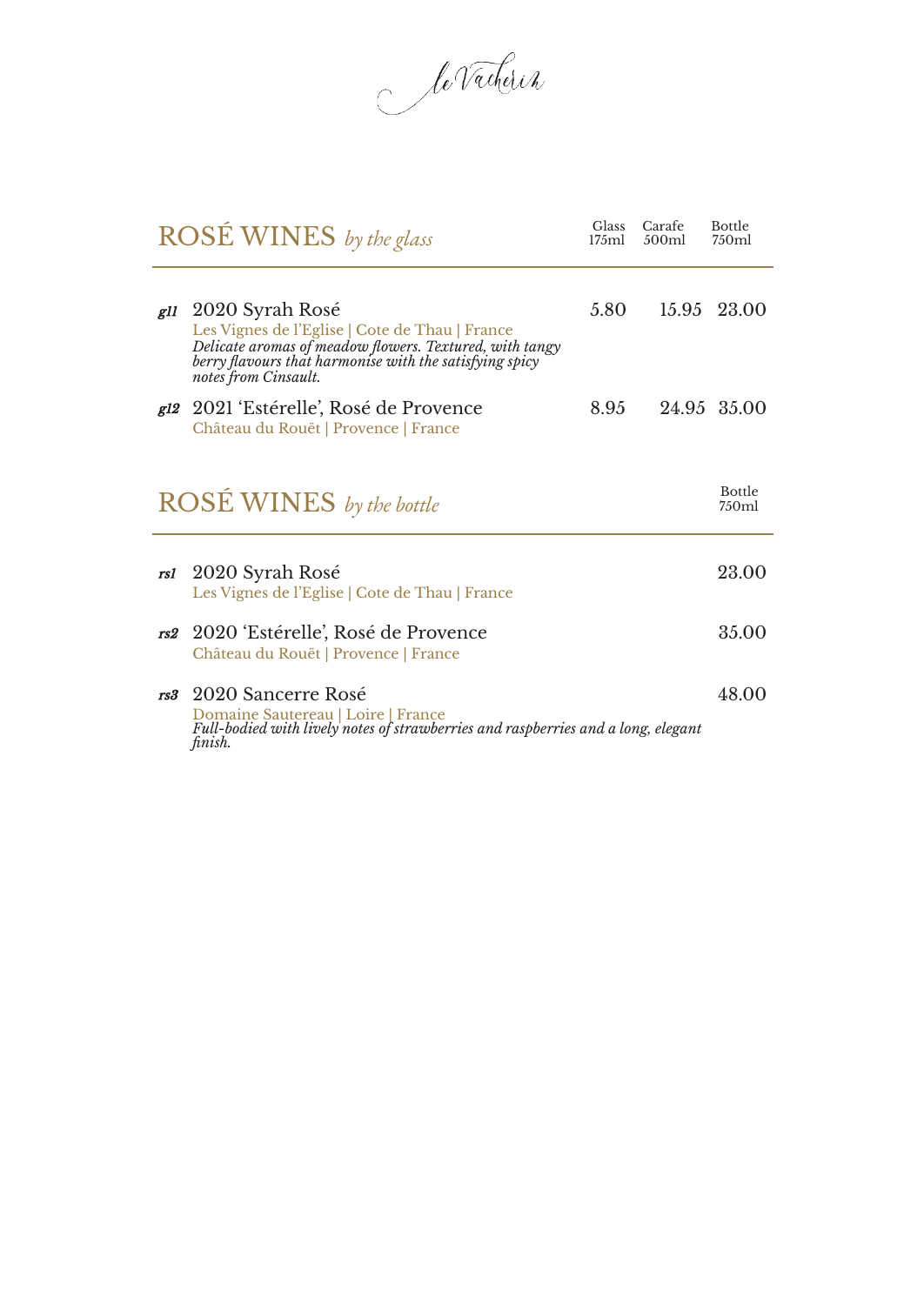le Vacherin

## ROSÉ WINES *by the glass*

| | | Glass 175ml | Carafe 500ml | Bottle 750ml |
|---|---|---|---|---|
| *g11* | 2020 Syrah Rosé<br>Les Vignes de l'Eglise \| Cote de Thau \| France<br>*Delicate aromas of meadow flowers. Textured, with tangy berry flavours that harmonise with the satisfying spicy notes from Cinsault.* | 5.80 | 15.95 | 23.00 |
| *g12* | 2021 'Estérelle', Rosé de Provence<br>Château du Rouët \| Provence \| France | 8.95 | 24.95 | 35.00 |

## ROSÉ WINES *by the bottle*

| | | Bottle 750ml |
|---|---|---|
| *rs1* | 2020 Syrah Rosé<br>Les Vignes de l'Eglise \| Cote de Thau \| France | 23.00 |
| *rs2* | 2020 'Estérelle', Rosé de Provence<br>Château du Rouët \| Provence \| France | 35.00 |
| *rs3* | 2020 Sancerre Rosé<br>Domaine Sautereau \| Loire \| France<br>*Full-bodied with lively notes of strawberries and raspberries and a long, elegant finish.* | 48.00 |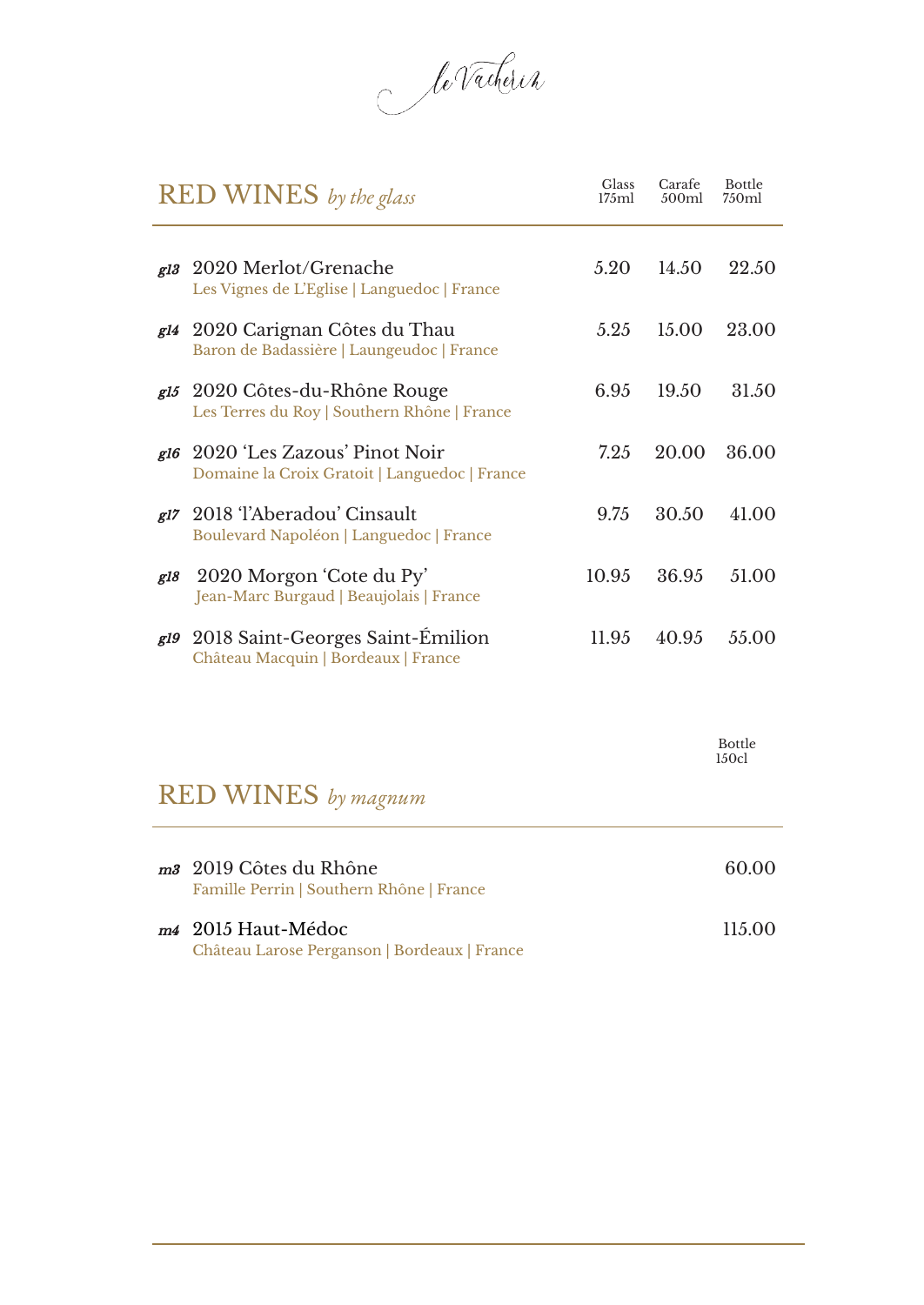le Vacherin

## RED WINES *by the glass*

| | | Glass 175ml | Carafe 500ml | Bottle 750ml |
|---|---|---|---|---|
| *g13* | 2020 Merlot/Grenache<br>Les Vignes de L'Eglise \| Languedoc \| France | 5.20 | 14.50 | 22.50 |
| *g14* | 2020 Carignan Côtes du Thau<br>Baron de Badassière \| Laungeudoc \| France | 5.25 | 15.00 | 23.00 |
| *g15* | 2020 Côtes-du-Rhône Rouge<br>Les Terres du Roy \| Southern Rhône \| France | 6.95 | 19.50 | 31.50 |
| *g16* | 2020 'Les Zazous' Pinot Noir<br>Domaine la Croix Gratoit \| Languedoc \| France | 7.25 | 20.00 | 36.00 |
| *g17* | 2018 'l'Aberadou' Cinsault<br>Boulevard Napoléon \| Languedoc \| France | 9.75 | 30.50 | 41.00 |
| *g18* | 2020 Morgon 'Cote du Py'<br>Jean-Marc Burgaud \| Beaujolais \| France | 10.95 | 36.95 | 51.00 |
| *g19* | 2018 Saint-Georges Saint-Émilion<br>Château Macquin \| Bordeaux \| France | 11.95 | 40.95 | 55.00 |

## RED WINES *by magnum*

| | | Bottle 150cl |
|---|---|---|
| *m3* | 2019 Côtes du Rhône<br>Famille Perrin \| Southern Rhône \| France | 60.00 |
| *m4* | 2015 Haut-Médoc<br>Château Larose Perganson \| Bordeaux \| France | 115.00 |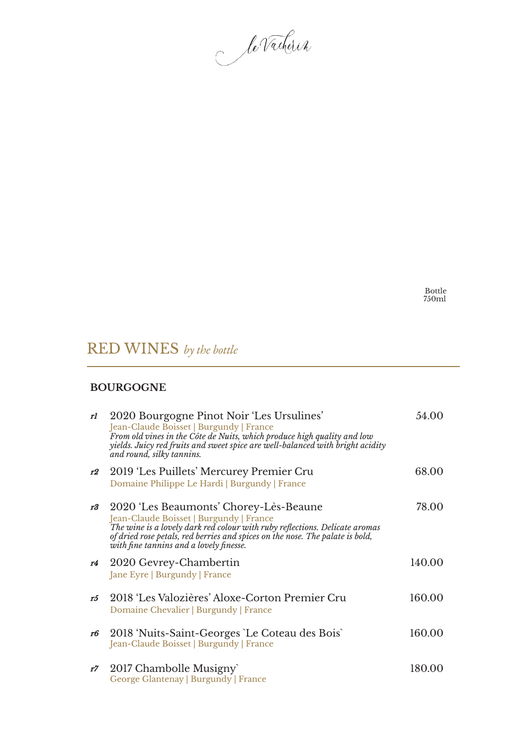le Vacherin

Bottle
750ml

# RED WINES *by the bottle*

## BOURGOGNE

| | | Bottle 750ml |
|---|---|---|
| *r1* | 2020 Bourgogne Pinot Noir 'Les Ursulines'<br>Jean-Claude Boisset \| Burgundy \| France<br>*From old vines in the Côte de Nuits, which produce high quality and low yields. Juicy red fruits and sweet spice are well-balanced with bright acidity and round, silky tannins.* | 54.00 |
| *r2* | 2019 'Les Puillets' Mercurey Premier Cru<br>Domaine Philippe Le Hardi \| Burgundy \| France | 68.00 |
| *r3* | 2020 'Les Beaumonts' Chorey-Lès-Beaune<br>Jean-Claude Boisset \| Burgundy \| France<br>*The wine is a lovely dark red colour with ruby reflections. Delicate aromas of dried rose petals, red berries and spices on the nose. The palate is bold, with fine tannins and a lovely finesse.* | 78.00 |
| *r4* | 2020 Gevrey-Chambertin<br>Jane Eyre \| Burgundy \| France | 140.00 |
| *r5* | 2018 'Les Valozières' Aloxe-Corton Premier Cru<br>Domaine Chevalier \| Burgundy \| France | 160.00 |
| *r6* | 2018 'Nuits-Saint-Georges `Le Coteau des Bois`<br>Jean-Claude Boisset \| Burgundy \| France | 160.00 |
| *r7* | 2017 Chambolle Musigny`<br>George Glantenay \| Burgundy \| France | 180.00 |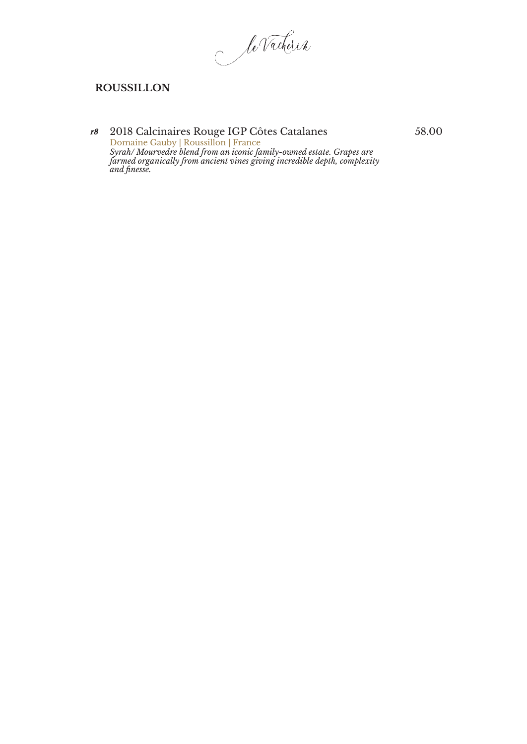## ROUSSILLON

*r8* 2018 Calcinaires Rouge IGP Côtes Catalanes — 58.00
Domaine Gauby | Roussillon | France
*Syrah/ Mourvedre blend from an iconic family-owned estate. Grapes are farmed organically from ancient vines giving incredible depth, complexity and finesse.*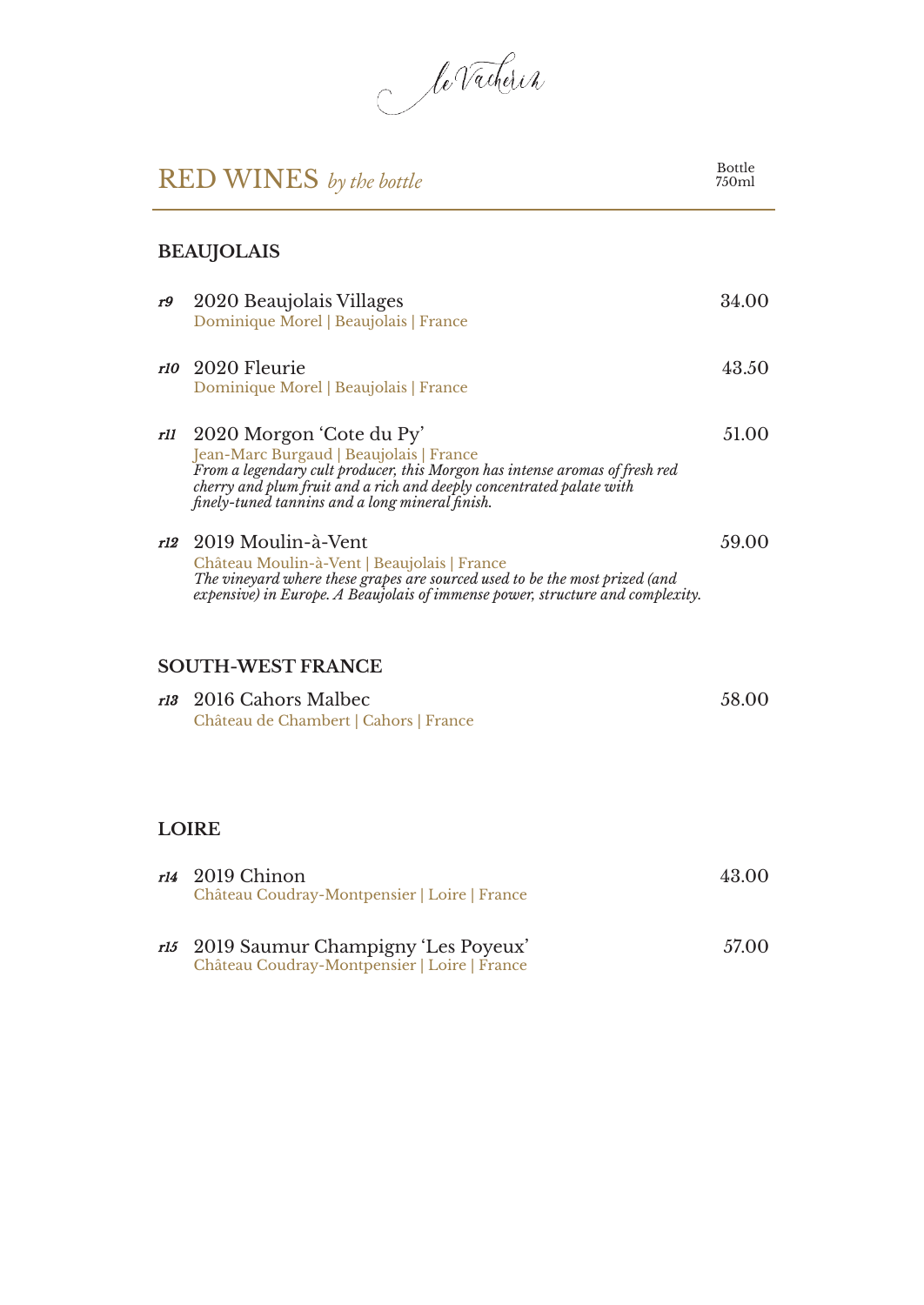le Vacherin

# RED WINES *by the bottle*

Bottle 750ml

## BEAUJOLAIS

***r9*** 2020 Beaujolais Villages — 34.00
Dominique Morel | Beaujolais | France

***r10*** 2020 Fleurie — 43.50
Dominique Morel | Beaujolais | France

***r11*** 2020 Morgon 'Cote du Py' — 51.00
Jean-Marc Burgaud | Beaujolais | France
*From a legendary cult producer, this Morgon has intense aromas of fresh red cherry and plum fruit and a rich and deeply concentrated palate with finely-tuned tannins and a long mineral finish.*

***r12*** 2019 Moulin-à-Vent — 59.00
Château Moulin-à-Vent | Beaujolais | France
*The vineyard where these grapes are sourced used to be the most prized (and expensive) in Europe. A Beaujolais of immense power, structure and complexity.*

## SOUTH-WEST FRANCE

***r13*** 2016 Cahors Malbec — 58.00
Château de Chambert | Cahors | France

## LOIRE

***r14*** 2019 Chinon — 43.00
Château Coudray-Montpensier | Loire | France

***r15*** 2019 Saumur Champigny 'Les Poyeux' — 57.00
Château Coudray-Montpensier | Loire | France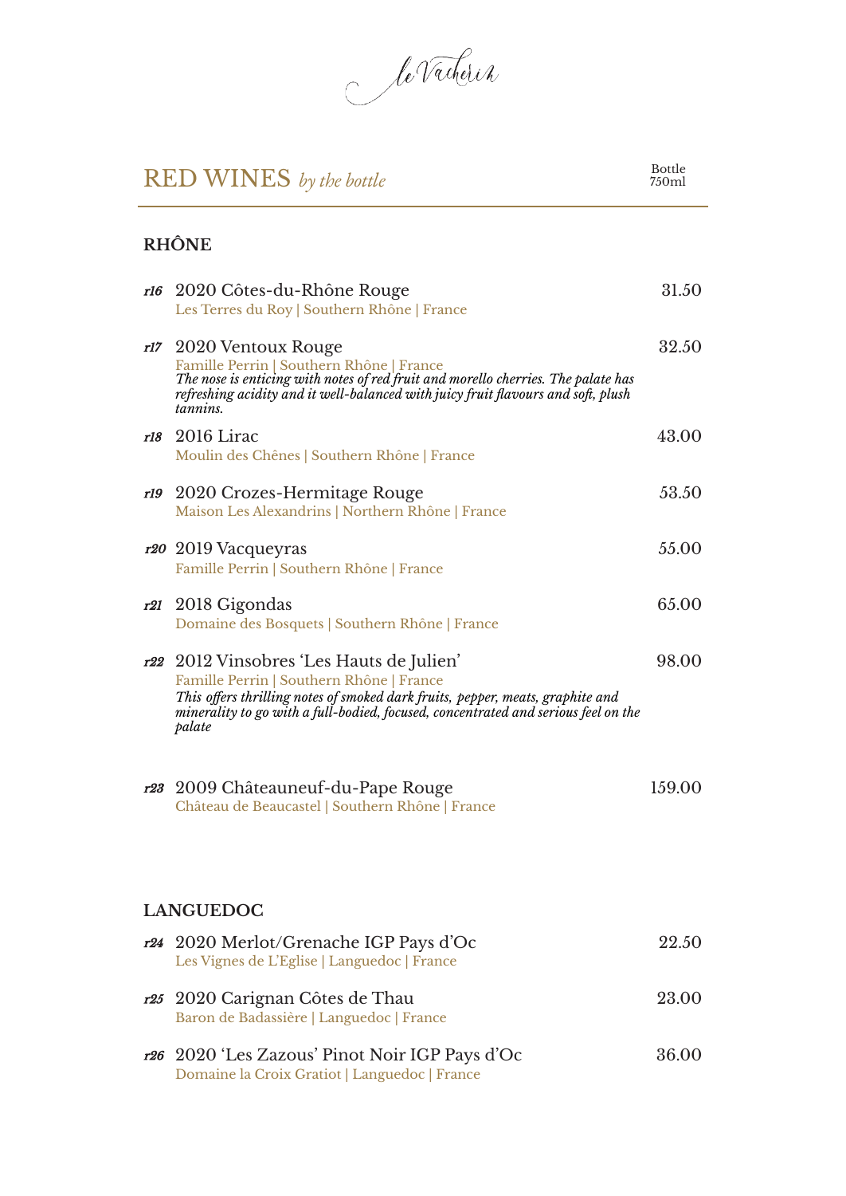le Vacherin

# RED WINES *by the bottle*

Bottle 750ml

## RHÔNE

***r16*** 2020 Côtes-du-Rhône Rouge — 31.50
Les Terres du Roy | Southern Rhône | France

***r17*** 2020 Ventoux Rouge — 32.50
Famille Perrin | Southern Rhône | France
*The nose is enticing with notes of red fruit and morello cherries. The palate has refreshing acidity and it well-balanced with juicy fruit flavours and soft, plush tannins.*

***r18*** 2016 Lirac — 43.00
Moulin des Chênes | Southern Rhône | France

***r19*** 2020 Crozes-Hermitage Rouge — 53.50
Maison Les Alexandrins | Northern Rhône | France

***r20*** 2019 Vacqueyras — 55.00
Famille Perrin | Southern Rhône | France

***r21*** 2018 Gigondas — 65.00
Domaine des Bosquets | Southern Rhône | France

***r22*** 2012 Vinsobres 'Les Hauts de Julien' — 98.00
Famille Perrin | Southern Rhône | France
*This offers thrilling notes of smoked dark fruits, pepper, meats, graphite and minerality to go with a full-bodied, focused, concentrated and serious feel on the palate*

***r23*** 2009 Châteauneuf-du-Pape Rouge — 159.00
Château de Beaucastel | Southern Rhône | France

## LANGUEDOC

***r24*** 2020 Merlot/Grenache IGP Pays d'Oc — 22.50
Les Vignes de L'Eglise | Languedoc | France

***r25*** 2020 Carignan Côtes de Thau — 23.00
Baron de Badassière | Languedoc | France

***r26*** 2020 'Les Zazous' Pinot Noir IGP Pays d'Oc — 36.00
Domaine la Croix Gratiot | Languedoc | France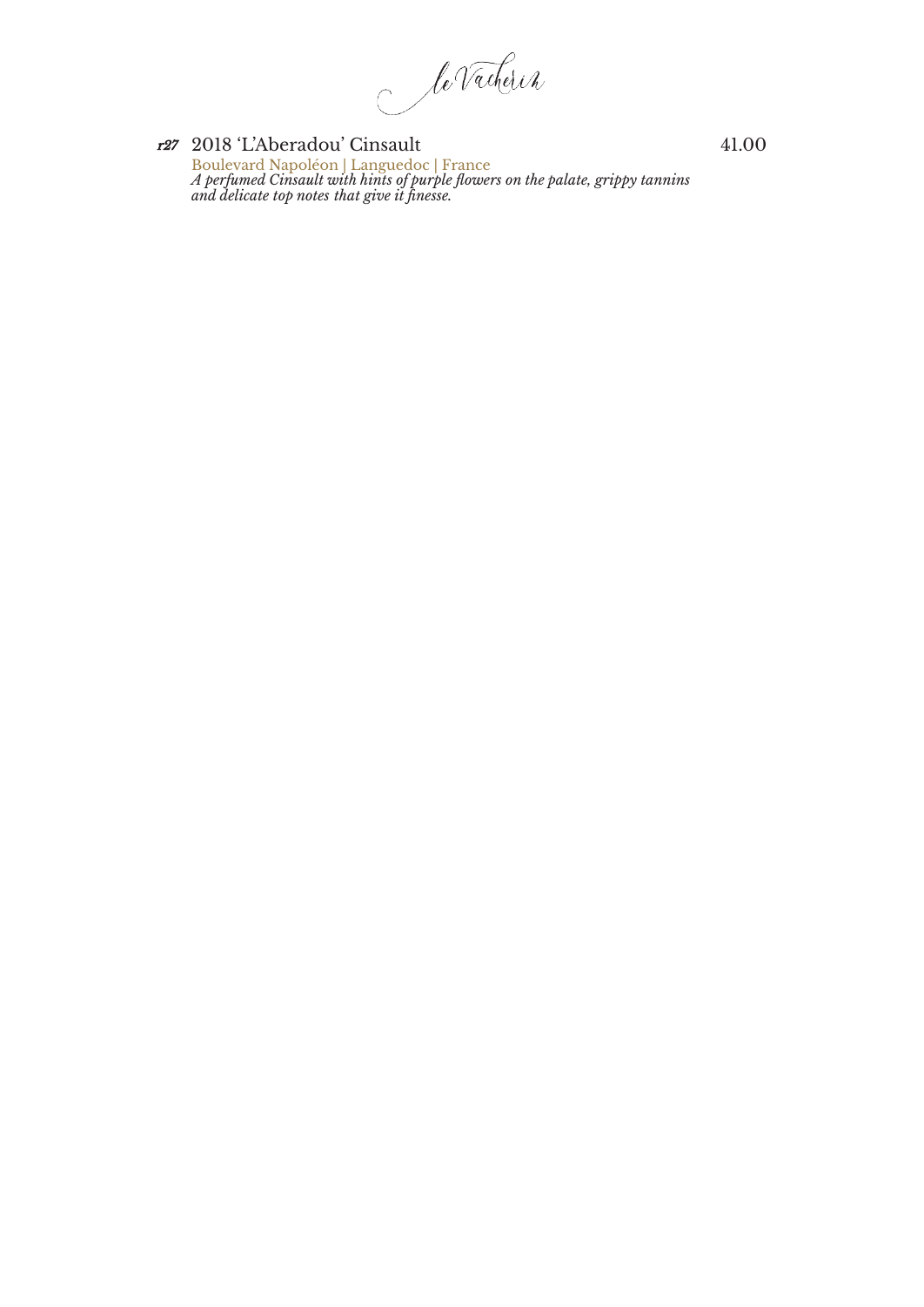*r27* 2018 'L'Aberadou' Cinsault 41.00

Boulevard Napoléon | Languedoc | France

*A perfumed Cinsault with hints of purple flowers on the palate, grippy tannins and delicate top notes that give it finesse.*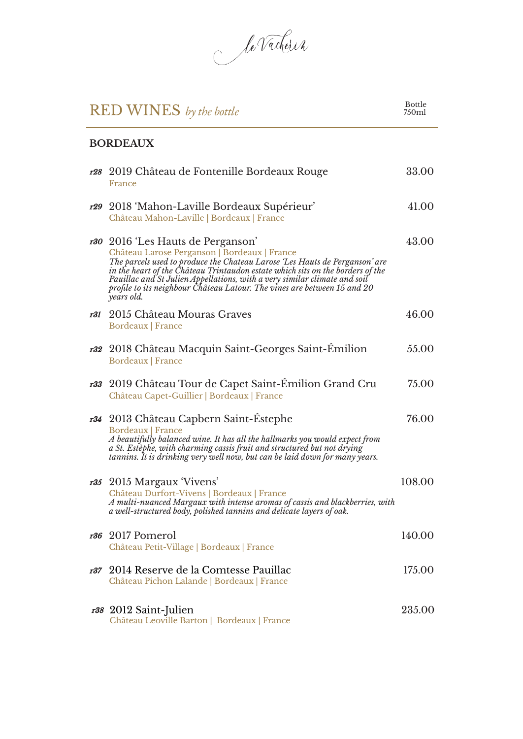le Vacherin

# RED WINES *by the bottle*

Bottle 750ml

## BORDEAUX

***r28*** 2019 Château de Fontenille Bordeaux Rouge — 33.00
France

***r29*** 2018 'Mahon-Laville Bordeaux Supérieur' — 41.00
Château Mahon-Laville | Bordeaux | France

***r30*** 2016 'Les Hauts de Perganson' — 43.00
Château Larose Perganson | Bordeaux | France
*The parcels used to produce the Chateau Larose 'Les Hauts de Perganson' are in the heart of the Château Trintaudon estate which sits on the borders of the Pauillac and St Julien Appellations, with a very similar climate and soil profile to its neighbour Château Latour. The vines are between 15 and 20 years old.*

***r31*** 2015 Château Mouras Graves — 46.00
Bordeaux | France

***r32*** 2018 Château Macquin Saint-Georges Saint-Émilion — 55.00
Bordeaux | France

***r33*** 2019 Château Tour de Capet Saint-Émilion Grand Cru — 75.00
Château Capet-Guillier | Bordeaux | France

***r34*** 2013 Château Capbern Saint-Éstephe — 76.00
Bordeaux | France
*A beautifully balanced wine. It has all the hallmarks you would expect from a St. Estèphe, with charming cassis fruit and structured but not drying tannins. It is drinking very well now, but can be laid down for many years.*

***r35*** 2015 Margaux 'Vivens' — 108.00
Château Durfort-Vivens | Bordeaux | France
*A multi-nuanced Margaux with intense aromas of cassis and blackberries, with a well-structured body, polished tannins and delicate layers of oak.*

***r36*** 2017 Pomerol — 140.00
Château Petit-Village | Bordeaux | France

***r37*** 2014 Reserve de la Comtesse Pauillac — 175.00
Château Pichon Lalande | Bordeaux | France

***r38*** 2012 Saint-Julien — 235.00
Château Leoville Barton | Bordeaux | France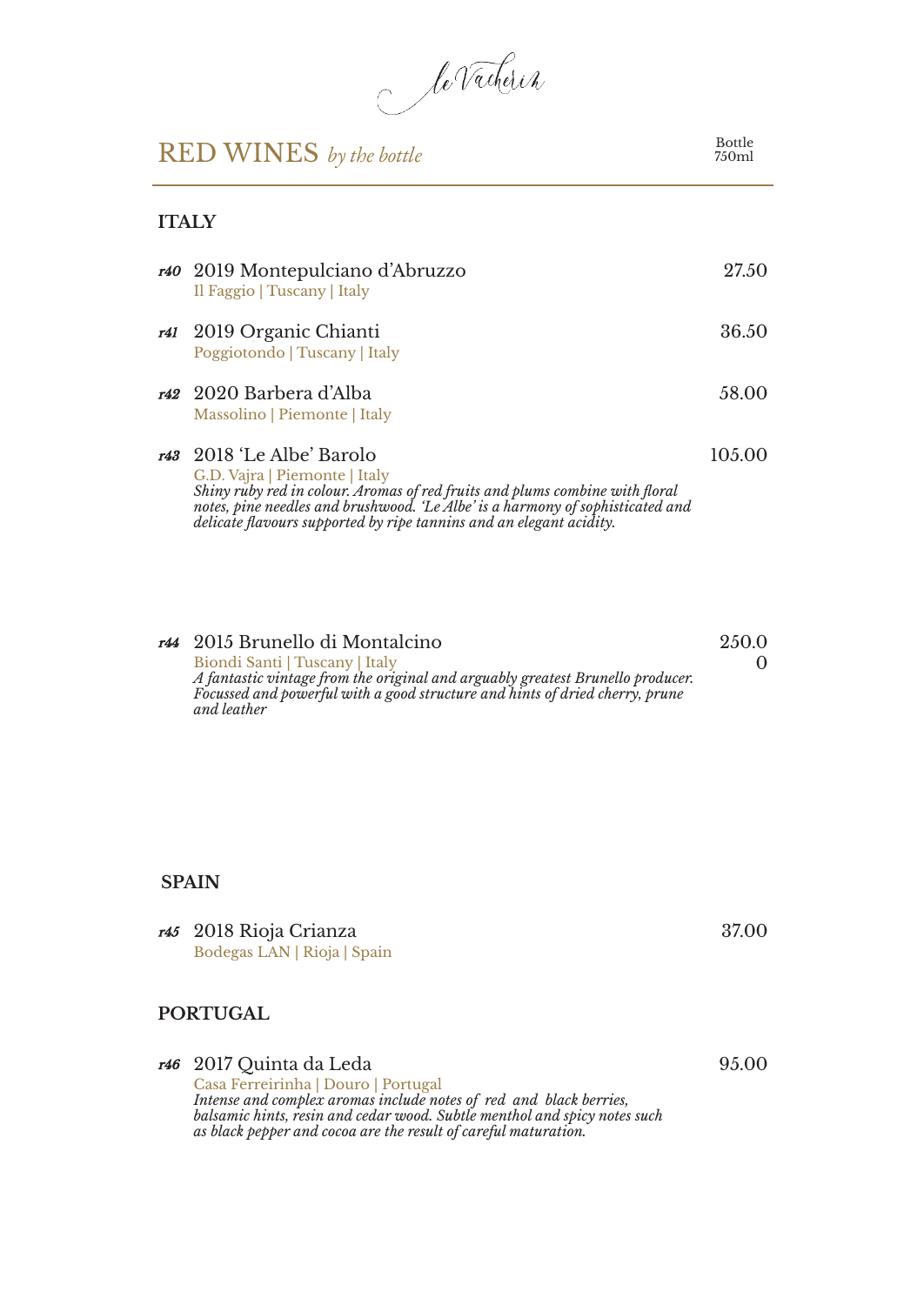le Vacherin

# RED WINES *by the bottle*

Bottle
750ml

## ITALY

***r40*** 2019 Montepulciano d'Abruzzo — 27.50
Il Faggio | Tuscany | Italy

***r41*** 2019 Organic Chianti — 36.50
Poggiotondo | Tuscany | Italy

***r42*** 2020 Barbera d'Alba — 58.00
Massolino | Piemonte | Italy

***r43*** 2018 'Le Albe' Barolo — 105.00
G.D. Vajra | Piemonte | Italy
*Shiny ruby red in colour. Aromas of red fruits and plums combine with floral notes, pine needles and brushwood. 'Le Albe' is a harmony of sophisticated and delicate flavours supported by ripe tannins and an elegant acidity.*

***r44*** 2015 Brunello di Montalcino — 250.00
Biondi Santi | Tuscany | Italy
*A fantastic vintage from the original and arguably greatest Brunello producer. Focussed and powerful with a good structure and hints of dried cherry, prune and leather*

## SPAIN

***r45*** 2018 Rioja Crianza — 37.00
Bodegas LAN | Rioja | Spain

## PORTUGAL

***r46*** 2017 Quinta da Leda — 95.00
Casa Ferreirinha | Douro | Portugal
*Intense and complex aromas include notes of red and black berries, balsamic hints, resin and cedar wood. Subtle menthol and spicy notes such as black pepper and cocoa are the result of careful maturation.*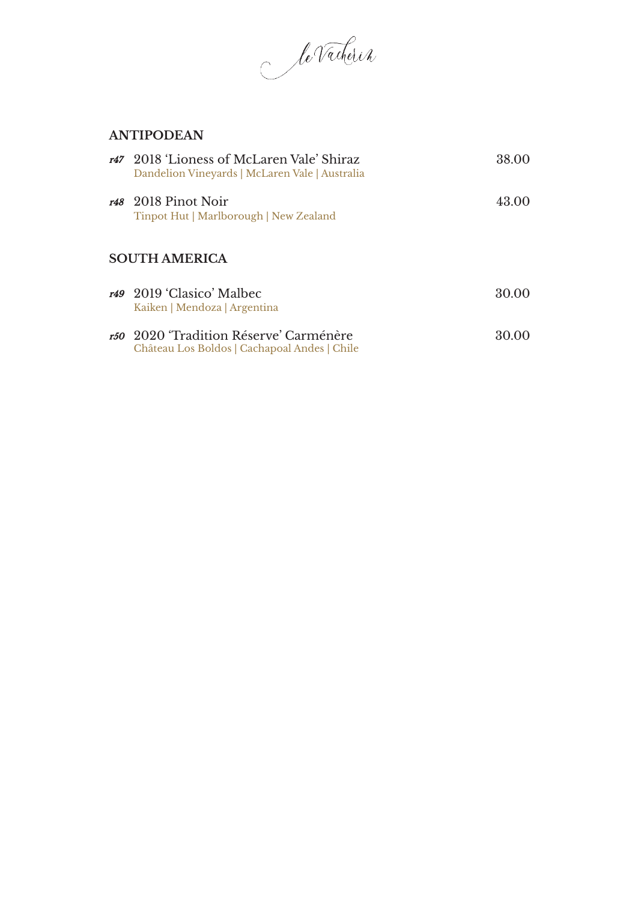le Vacherin

## ANTIPODEAN

*r47* 2018 'Lioness of McLaren Vale' Shiraz — 38.00
Dandelion Vineyards | McLaren Vale | Australia

*r48* 2018 Pinot Noir — 43.00
Tinpot Hut | Marlborough | New Zealand

## SOUTH AMERICA

*r49* 2019 'Clasico' Malbec — 30.00
Kaiken | Mendoza | Argentina

*r50* 2020 'Tradition Réserve' Carménère — 30.00
Château Los Boldos | Cachapoal Andes | Chile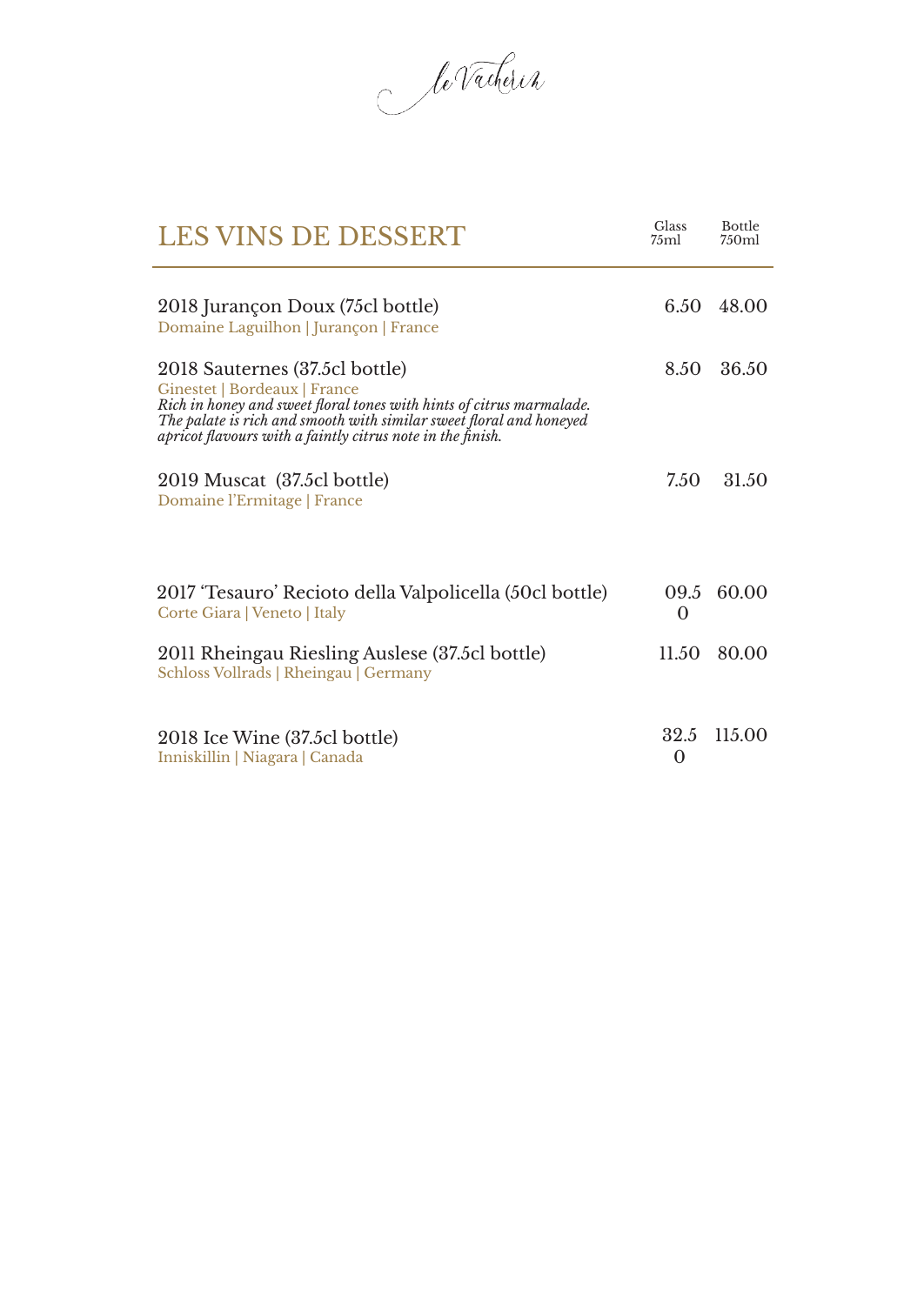le Vacherin

# LES VINS DE DESSERT

| | Glass 75ml | Bottle 750ml |
|---|---|---|
| 2018 Jurançon Doux (75cl bottle)<br>Domaine Laguilhon \| Jurançon \| France | 6.50 | 48.00 |
| 2018 Sauternes (37.5cl bottle)<br>Ginestet \| Bordeaux \| France<br>*Rich in honey and sweet floral tones with hints of citrus marmalade. The palate is rich and smooth with similar sweet floral and honeyed apricot flavours with a faintly citrus note in the finish.* | 8.50 | 36.50 |
| 2019 Muscat (37.5cl bottle)<br>Domaine l'Ermitage \| France | 7.50 | 31.50 |
| 2017 'Tesauro' Recioto della Valpolicella (50cl bottle)<br>Corte Giara \| Veneto \| Italy | 09.50 | 60.00 |
| 2011 Rheingau Riesling Auslese (37.5cl bottle)<br>Schloss Vollrads \| Rheingau \| Germany | 11.50 | 80.00 |
| 2018 Ice Wine (37.5cl bottle)<br>Inniskillin \| Niagara \| Canada | 32.50 | 115.00 |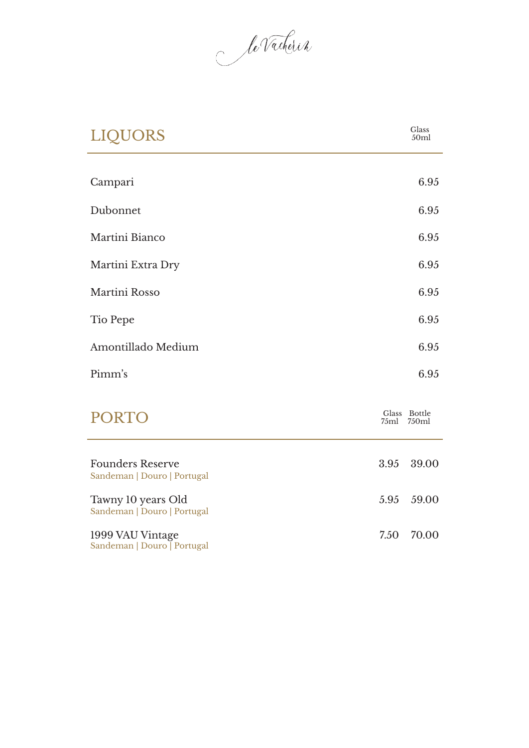le Vacherin

## LIQUORS

| | Glass 50ml |
|---|---|
| Campari | 6.95 |
| Dubonnet | 6.95 |
| Martini Bianco | 6.95 |
| Martini Extra Dry | 6.95 |
| Martini Rosso | 6.95 |
| Tio Pepe | 6.95 |
| Amontillado Medium | 6.95 |
| Pimm's | 6.95 |

## PORTO

| | Glass 75ml | Bottle 750ml |
|---|---|---|
| Founders Reserve<br>Sandeman \| Douro \| Portugal | 3.95 | 39.00 |
| Tawny 10 years Old<br>Sandeman \| Douro \| Portugal | 5.95 | 59.00 |
| 1999 VAU Vintage<br>Sandeman \| Douro \| Portugal | 7.50 | 70.00 |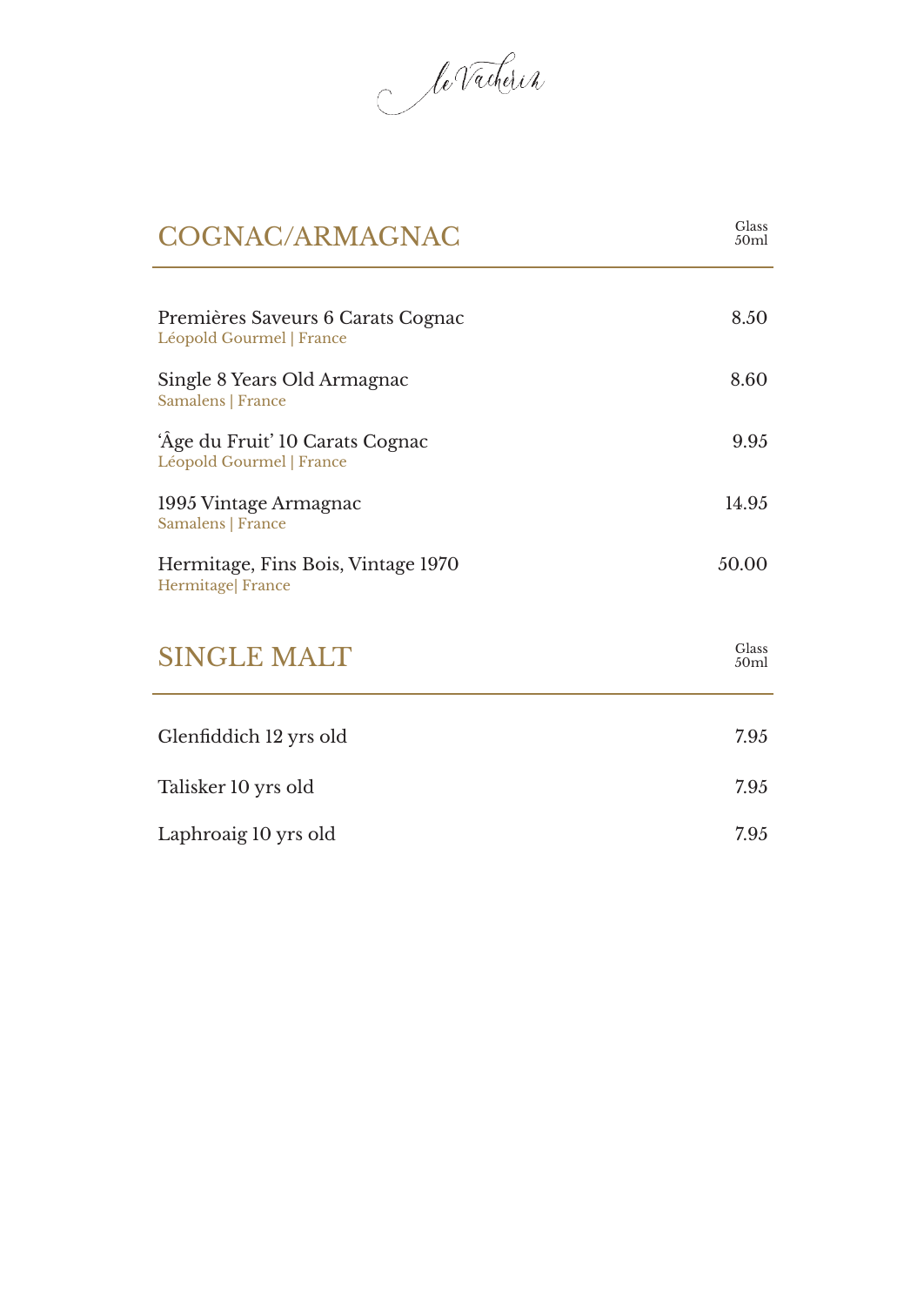le Vacherin

## COGNAC/ARMAGNAC

| | Glass 50ml |
|---|---|
| Premières Saveurs 6 Carats Cognac<br>Léopold Gourmel &#124; France | 8.50 |
| Single 8 Years Old Armagnac<br>Samalens &#124; France | 8.60 |
| 'Âge du Fruit' 10 Carats Cognac<br>Léopold Gourmel &#124; France | 9.95 |
| 1995 Vintage Armagnac<br>Samalens &#124; France | 14.95 |
| Hermitage, Fins Bois, Vintage 1970<br>Hermitage&#124; France | 50.00 |

## SINGLE MALT

| | Glass 50ml |
|---|---|
| Glenfiddich 12 yrs old | 7.95 |
| Talisker 10 yrs old | 7.95 |
| Laphroaig 10 yrs old | 7.95 |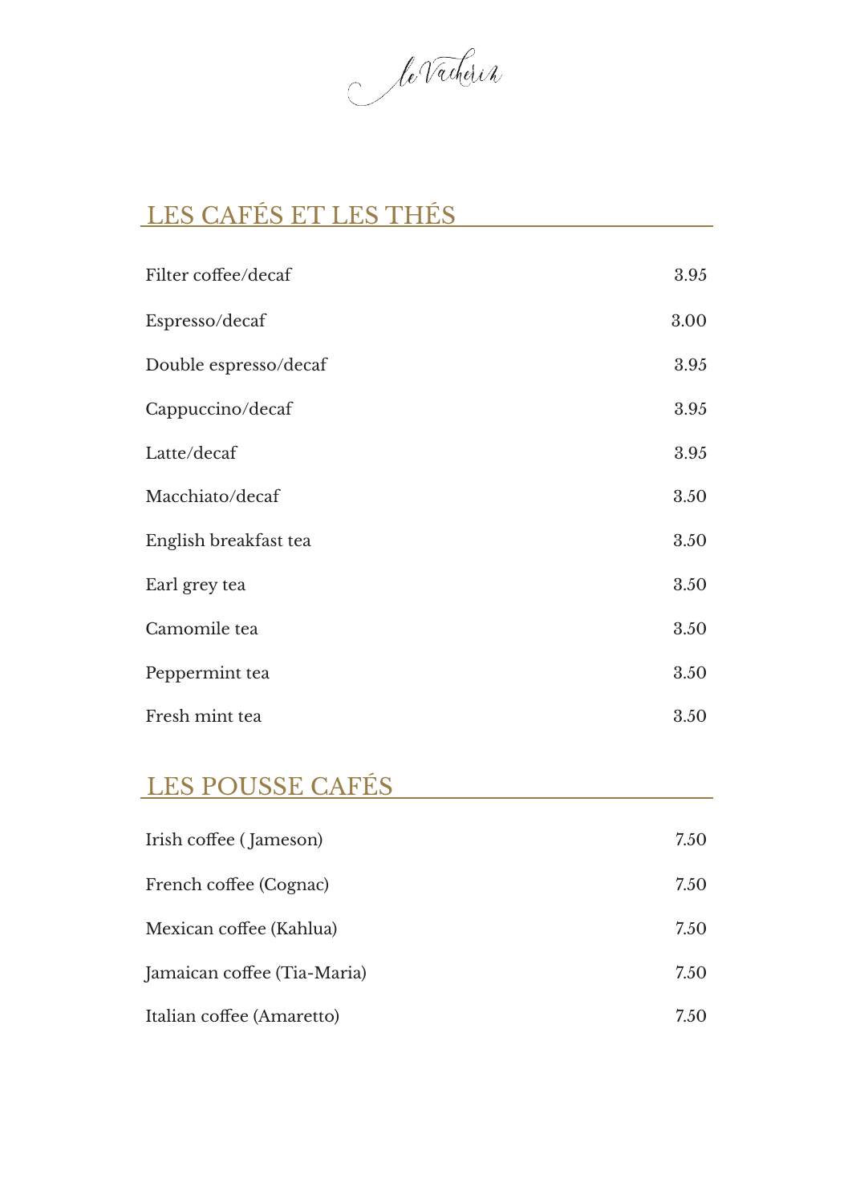*le Vacherin*

## LES CAFÉS ET LES THÉS

| | |
|---|---|
| Filter coffee/decaf | 3.95 |
| Espresso/decaf | 3.00 |
| Double espresso/decaf | 3.95 |
| Cappuccino/decaf | 3.95 |
| Latte/decaf | 3.95 |
| Macchiato/decaf | 3.50 |
| English breakfast tea | 3.50 |
| Earl grey tea | 3.50 |
| Camomile tea | 3.50 |
| Peppermint tea | 3.50 |
| Fresh mint tea | 3.50 |

## LES POUSSE CAFÉS

| | |
|---|---|
| Irish coffee ( Jameson) | 7.50 |
| French coffee (Cognac) | 7.50 |
| Mexican coffee (Kahlua) | 7.50 |
| Jamaican coffee (Tia-Maria) | 7.50 |
| Italian coffee (Amaretto) | 7.50 |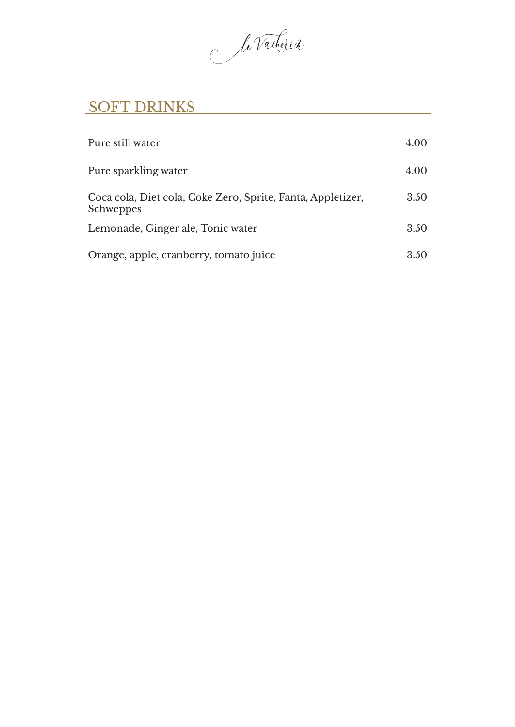le Vacherin

## SOFT DRINKS

| | |
|---|---|
| Pure still water | 4.00 |
| Pure sparkling water | 4.00 |
| Coca cola, Diet cola, Coke Zero, Sprite, Fanta, Appletizer, Schweppes | 3.50 |
| Lemonade, Ginger ale, Tonic water | 3.50 |
| Orange, apple, cranberry, tomato juice | 3.50 |